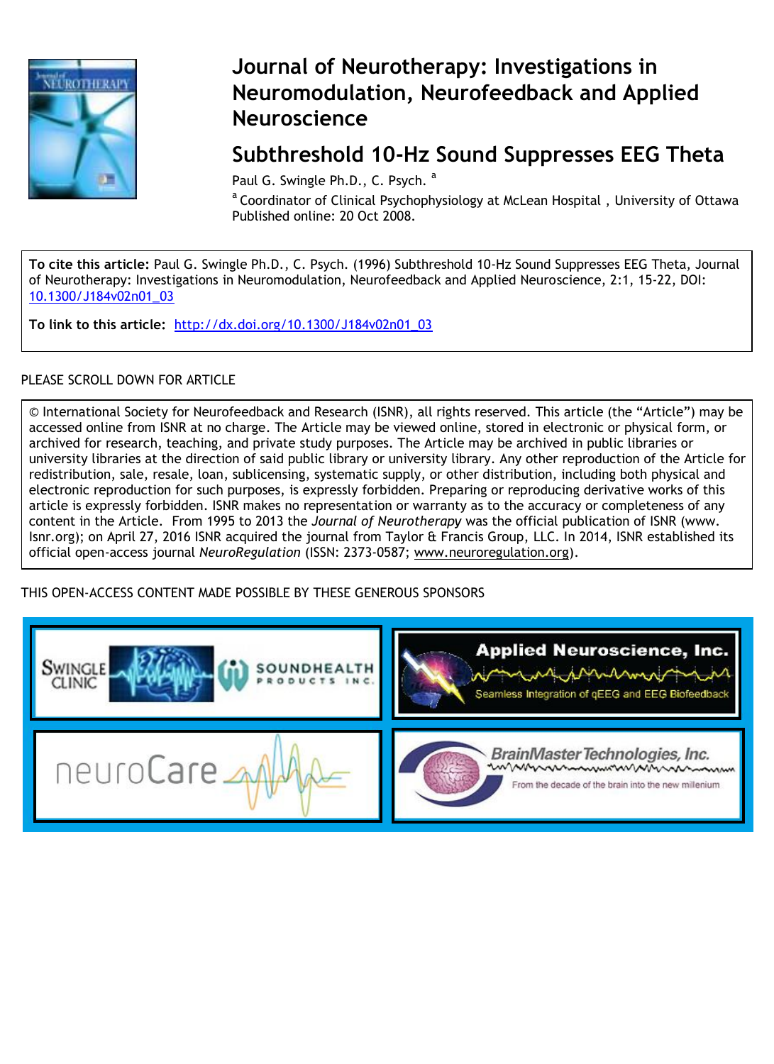# Journal of Neurotherapy: Investigations in Neuromodulation, Neurofeedback and Applied Neuroscience

## Subthreshold 10-Hz Sound Suppresses EEG Theta

Paul G. Swingle Ph.D., C. Psych. [a]

[a] Coordinator of Clinical Psychophysiology at McLean Hospital , University of Ottawa

Published online: 20 Oct 2008.

**To cite this article:** Paul G. Swingle Ph.D., C. Psych. (1996) Subthreshold 10-Hz Sound Suppresses EEG Theta, Journal of Neurotherapy: Investigations in Neuromodulation, Neurofeedback and Applied Neuroscience, 2:1, 15-22, DOI: 10.1300/J184v02n01_03

**To link to this article:** http://dx.doi.org/10.1300/J184v02n01_03

PLEASE SCROLL DOWN FOR ARTICLE

© International Society for Neurofeedback and Research (ISNR), all rights reserved. This article (the "Article") may be accessed online from ISNR at no charge. The Article may be viewed online, stored in electronic or physical form, or archived for research, teaching, and private study purposes. The Article may be archived in public libraries or university libraries at the direction of said public library or university library. Any other reproduction of the Article for redistribution, sale, resale, loan, sublicensing, systematic supply, or other distribution, including both physical and electronic reproduction for such purposes, is expressly forbidden. Preparing or reproducing derivative works of this article is expressly forbidden. ISNR makes no representation or warranty as to the accuracy or completeness of any content in the Article. From 1995 to 2013 the *Journal of Neurotherapy* was the official publication of ISNR (www. Isnr.org); on April 27, 2016 ISNR acquired the journal from Taylor & Francis Group, LLC. In 2014, ISNR established its official open-access journal *NeuroRegulation* (ISSN: 2373-0587; www.neuroregulation.org).

THIS OPEN-ACCESS CONTENT MADE POSSIBLE BY THESE GENEROUS SPONSORS

SWINGLE CLINIC — SOUNDHEALTH PRODUCTS INC.

Applied Neuroscience, Inc. — Seamless Integration of qEEG and EEG Biofeedback

neuroCare

BrainMaster Technologies, Inc. — From the decade of the brain into the new millenium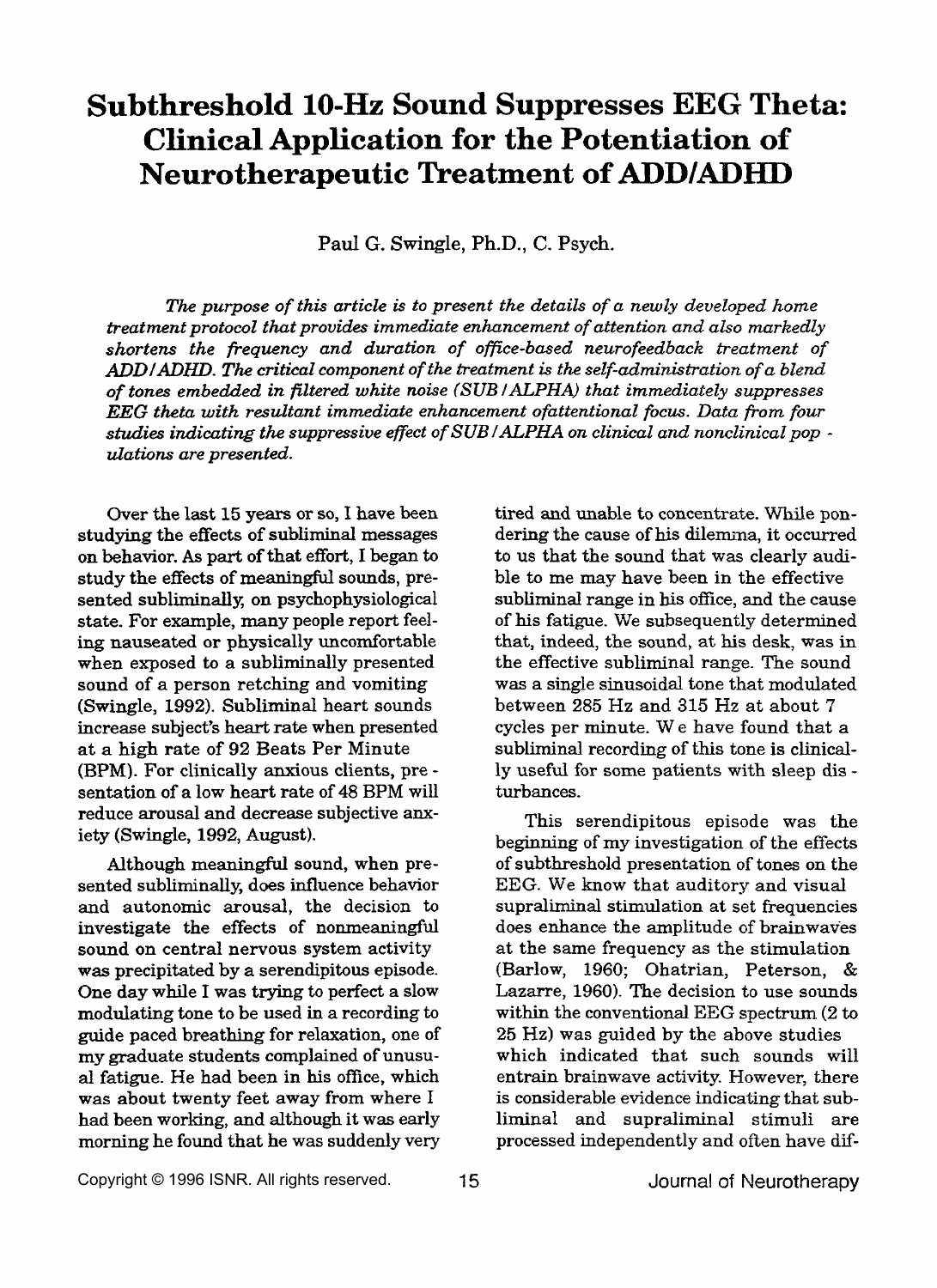# Subthreshold 10-Hz Sound Suppresses EEG Theta: Clinical Application for the Potentiation of Neurotherapeutic Treatment of ADD/ADHD

Paul G. Swingle, Ph.D., C. Psych.

*The purpose of this article is to present the details of a newly developed home treatment protocol that provides immediate enhancement of attention and also markedly shortens the frequency and duration of office-based neurofeedback treatment of ADD/ADHD. The critical component of the treatment is the self-administration of a blend of tones embedded in filtered white noise (SUB/ALPHA) that immediately suppresses EEG theta with resultant immediate enhancement ofattentional focus. Data from four studies indicating the suppressive effect of SUB/ALPHA on clinical and nonclinical populations are presented.*

Over the last 15 years or so, I have been studying the effects of subliminal messages on behavior. As part of that effort, I began to study the effects of meaningful sounds, presented subliminally, on psychophysiological state. For example, many people report feeling nauseated or physically uncomfortable when exposed to a subliminally presented sound of a person retching and vomiting (Swingle, 1992). Subliminal heart sounds increase subject's heart rate when presented at a high rate of 92 Beats Per Minute (BPM). For clinically anxious clients, presentation of a low heart rate of 48 BPM will reduce arousal and decrease subjective anxiety (Swingle, 1992, August).

Although meaningful sound, when presented subliminally, does influence behavior and autonomic arousal, the decision to investigate the effects of nonmeaningful sound on central nervous system activity was precipitated by a serendipitous episode. One day while I was trying to perfect a slow modulating tone to be used in a recording to guide paced breathing for relaxation, one of my graduate students complained of unusual fatigue. He had been in his office, which was about twenty feet away from where I had been working, and although it was early morning he found that he was suddenly very tired and unable to concentrate. While pondering the cause of his dilemma, it occurred to us that the sound that was clearly audible to me may have been in the effective subliminal range in his office, and the cause of his fatigue. We subsequently determined that, indeed, the sound, at his desk, was in the effective subliminal range. The sound was a single sinusoidal tone that modulated between 285 Hz and 315 Hz at about 7 cycles per minute. We have found that a subliminal recording of this tone is clinically useful for some patients with sleep disturbances.

This serendipitous episode was the beginning of my investigation of the effects of subthreshold presentation of tones on the EEG. We know that auditory and visual supraliminal stimulation at set frequencies does enhance the amplitude of brainwaves at the same frequency as the stimulation (Barlow, 1960; Ohatrian, Peterson, & Lazarre, 1960). The decision to use sounds within the conventional EEG spectrum (2 to 25 Hz) was guided by the above studies which indicated that such sounds will entrain brainwave activity. However, there is considerable evidence indicating that subliminal and supraliminal stimuli are processed independently and often have dif-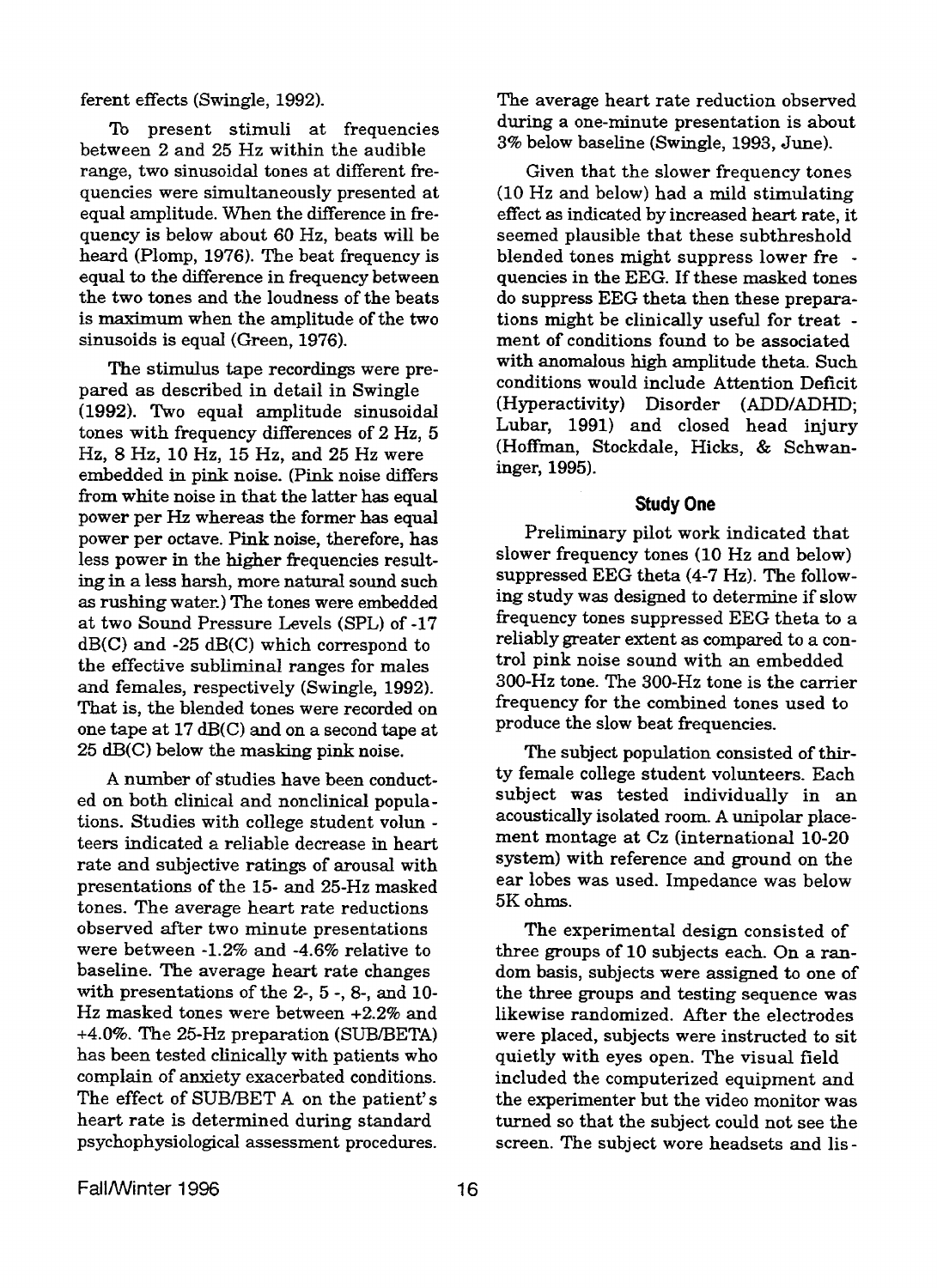ferent effects (Swingle, 1992).

To present stimuli at frequencies between 2 and 25 Hz within the audible range, two sinusoidal tones at different frequencies were simultaneously presented at equal amplitude. When the difference in frequency is below about 60 Hz, beats will be heard (Plomp, 1976). The beat frequency is equal to the difference in frequency between the two tones and the loudness of the beats is maximum when the amplitude of the two sinusoids is equal (Green, 1976).

The stimulus tape recordings were prepared as described in detail in Swingle (1992). Two equal amplitude sinusoidal tones with frequency differences of 2 Hz, 5 Hz, 8 Hz, 10 Hz, 15 Hz, and 25 Hz were embedded in pink noise. (Pink noise differs from white noise in that the latter has equal power per Hz whereas the former has equal power per octave. Pink noise, therefore, has less power in the higher frequencies resulting in a less harsh, more natural sound such as rushing water.) The tones were embedded at two Sound Pressure Levels (SPL) of -17 dB(C) and -25 dB(C) which correspond to the effective subliminal ranges for males and females, respectively (Swingle, 1992). That is, the blended tones were recorded on one tape at 17 dB(C) and on a second tape at 25 dB(C) below the masking pink noise.

A number of studies have been conducted on both clinical and nonclinical populations. Studies with college student volunteers indicated a reliable decrease in heart rate and subjective ratings of arousal with presentations of the 15- and 25-Hz masked tones. The average heart rate reductions observed after two minute presentations were between -1.2% and -4.6% relative to baseline. The average heart rate changes with presentations of the 2-, 5-, 8-, and 10-Hz masked tones were between +2.2% and +4.0%. The 25-Hz preparation (SUB/BETA) has been tested clinically with patients who complain of anxiety exacerbated conditions. The effect of SUB/BETA on the patient's heart rate is determined during standard psychophysiological assessment procedures. The average heart rate reduction observed during a one-minute presentation is about 3% below baseline (Swingle, 1993, June).

Given that the slower frequency tones (10 Hz and below) had a mild stimulating effect as indicated by increased heart rate, it seemed plausible that these subthreshold blended tones might suppress lower frequencies in the EEG. If these masked tones do suppress EEG theta then these preparations might be clinically useful for treatment of conditions found to be associated with anomalous high amplitude theta. Such conditions would include Attention Deficit (Hyperactivity) Disorder (ADD/ADHD; Lubar, 1991) and closed head injury (Hoffman, Stockdale, Hicks, & Schwaninger, 1995).

## Study One

Preliminary pilot work indicated that slower frequency tones (10 Hz and below) suppressed EEG theta (4-7 Hz). The following study was designed to determine if slow frequency tones suppressed EEG theta to a reliably greater extent as compared to a control pink noise sound with an embedded 300-Hz tone. The 300-Hz tone is the carrier frequency for the combined tones used to produce the slow beat frequencies.

The subject population consisted of thirty female college student volunteers. Each subject was tested individually in an acoustically isolated room. A unipolar placement montage at Cz (international 10-20 system) with reference and ground on the ear lobes was used. Impedance was below 5K ohms.

The experimental design consisted of three groups of 10 subjects each. On a random basis, subjects were assigned to one of the three groups and testing sequence was likewise randomized. After the electrodes were placed, subjects were instructed to sit quietly with eyes open. The visual field included the computerized equipment and the experimenter but the video monitor was turned so that the subject could not see the screen. The subject wore headsets and lis-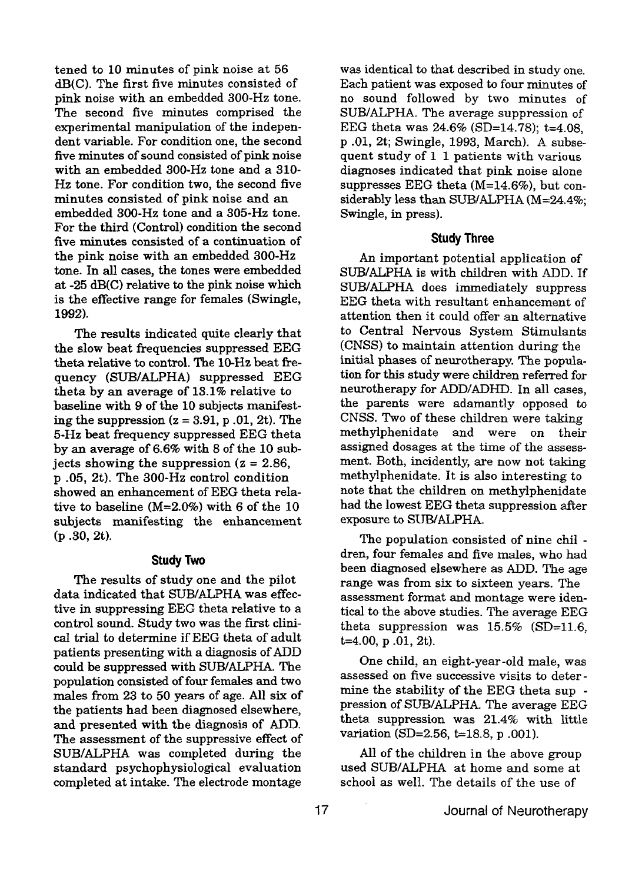tened to 10 minutes of pink noise at 56 dB(C). The first five minutes consisted of pink noise with an embedded 300-Hz tone. The second five minutes comprised the experimental manipulation of the independent variable. For condition one, the second five minutes of sound consisted of pink noise with an embedded 300-Hz tone and a 310-Hz tone. For condition two, the second five minutes consisted of pink noise and an embedded 300-Hz tone and a 305-Hz tone. For the third (Control) condition the second five minutes consisted of a continuation of the pink noise with an embedded 300-Hz tone. In all cases, the tones were embedded at -25 dB(C) relative to the pink noise which is the effective range for females (Swingle, 1992).

The results indicated quite clearly that the slow beat frequencies suppressed EEG theta relative to control. The 10-Hz beat frequency (SUB/ALPHA) suppressed EEG theta by an average of 13.1% relative to baseline with 9 of the 10 subjects manifesting the suppression ($z = 3.91$, p .01, 2t). The 5-Hz beat frequency suppressed EEG theta by an average of 6.6% with 8 of the 10 subjects showing the suppression ($z = 2.86$, p .05, 2t). The 300-Hz control condition showed an enhancement of EEG theta relative to baseline (M=2.0%) with 6 of the 10 subjects manifesting the enhancement (p .30, 2t).

## Study Two

The results of study one and the pilot data indicated that SUB/ALPHA was effective in suppressing EEG theta relative to a control sound. Study two was the first clinical trial to determine if EEG theta of adult patients presenting with a diagnosis of ADD could be suppressed with SUB/ALPHA. The population consisted of four females and two males from 23 to 50 years of age. All six of the patients had been diagnosed elsewhere, and presented with the diagnosis of ADD. The assessment of the suppressive effect of SUB/ALPHA was completed during the standard psychophysiological evaluation completed at intake. The electrode montage was identical to that described in study one. Each patient was exposed to four minutes of no sound followed by two minutes of SUB/ALPHA. The average suppression of EEG theta was 24.6% (SD=14.78); t=4.08, p .01, 2t; Swingle, 1993, March). A subsequent study of 1 1 patients with various diagnoses indicated that pink noise alone suppresses EEG theta (M=14.6%), but considerably less than SUB/ALPHA (M=24.4%; Swingle, in press).

## Study Three

An important potential application of SUB/ALPHA is with children with ADD. If SUB/ALPHA does immediately suppress EEG theta with resultant enhancement of attention then it could offer an alternative to Central Nervous System Stimulants (CNSS) to maintain attention during the initial phases of neurotherapy. The population for this study were children referred for neurotherapy for ADD/ADHD. In all cases, the parents were adamantly opposed to CNSS. Two of these children were taking methylphenidate and were on their assigned dosages at the time of the assessment. Both, incidently, are now not taking methylphenidate. It is also interesting to note that the children on methylphenidate had the lowest EEG theta suppression after exposure to SUB/ALPHA.

The population consisted of nine children, four females and five males, who had been diagnosed elsewhere as ADD. The age range was from six to sixteen years. The assessment format and montage were identical to the above studies. The average EEG theta suppression was 15.5% (SD=11.6, t=4.00, p .01, 2t).

One child, an eight-year-old male, was assessed on five successive visits to determine the stability of the EEG theta suppression of SUB/ALPHA. The average EEG theta suppression was 21.4% with little variation (SD=2.56, t=18.8, p .001).

All of the children in the above group used SUB/ALPHA at home and some at school as well. The details of the use of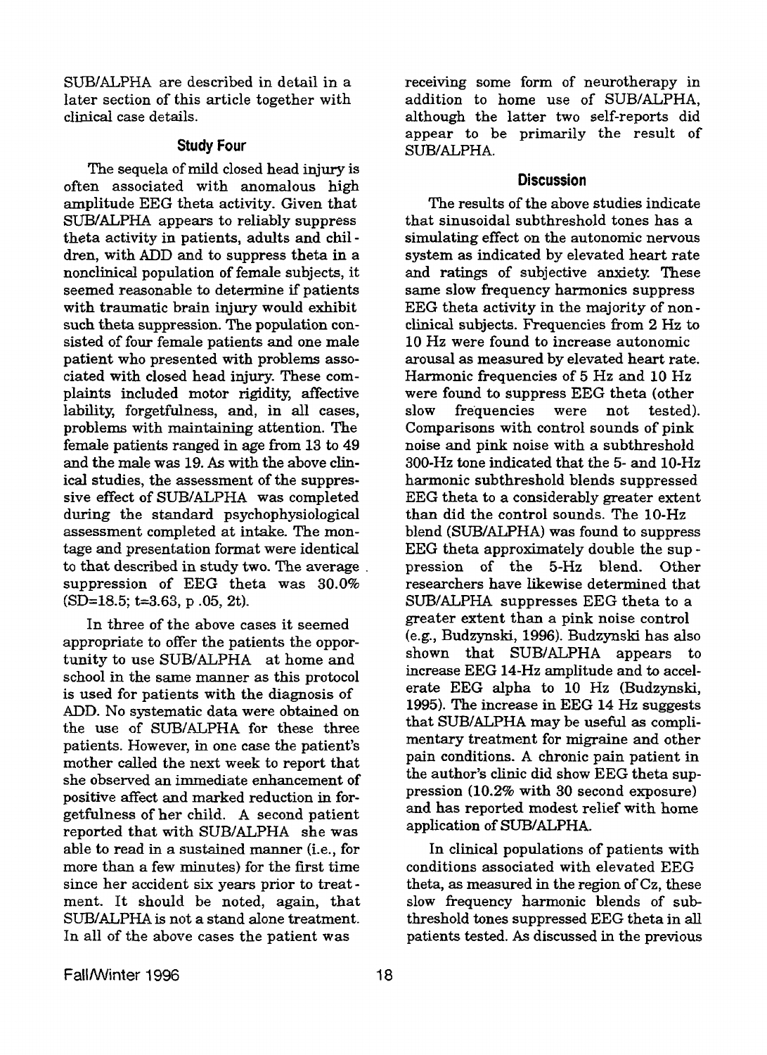SUB/ALPHA are described in detail in a later section of this article together with clinical case details.

### Study Four

The sequela of mild closed head injury is often associated with anomalous high amplitude EEG theta activity. Given that SUB/ALPHA appears to reliably suppress theta activity in patients, adults and children, with ADD and to suppress theta in a nonclinical population of female subjects, it seemed reasonable to determine if patients with traumatic brain injury would exhibit such theta suppression. The population consisted of four female patients and one male patient who presented with problems associated with closed head injury. These complaints included motor rigidity, affective lability, forgetfulness, and, in all cases, problems with maintaining attention. The female patients ranged in age from 13 to 49 and the male was 19. As with the above clinical studies, the assessment of the suppressive effect of SUB/ALPHA was completed during the standard psychophysiological assessment completed at intake. The montage and presentation format were identical to that described in study two. The average suppression of EEG theta was 30.0% (SD=18.5; t=3.63, p .05, 2t).

In three of the above cases it seemed appropriate to offer the patients the opportunity to use SUB/ALPHA at home and school in the same manner as this protocol is used for patients with the diagnosis of ADD. No systematic data were obtained on the use of SUB/ALPHA for these three patients. However, in one case the patient's mother called the next week to report that she observed an immediate enhancement of positive affect and marked reduction in forgetfulness of her child. A second patient reported that with SUB/ALPHA she was able to read in a sustained manner (i.e., for more than a few minutes) for the first time since her accident six years prior to treatment. It should be noted, again, that SUB/ALPHA is not a stand alone treatment. In all of the above cases the patient was receiving some form of neurotherapy in addition to home use of SUB/ALPHA, although the latter two self-reports did appear to be primarily the result of SUB/ALPHA.

### Discussion

The results of the above studies indicate that sinusoidal subthreshold tones has a simulating effect on the autonomic nervous system as indicated by elevated heart rate and ratings of subjective anxiety. These same slow frequency harmonics suppress EEG theta activity in the majority of nonclinical subjects. Frequencies from 2 Hz to 10 Hz were found to increase autonomic arousal as measured by elevated heart rate. Harmonic frequencies of 5 Hz and 10 Hz were found to suppress EEG theta (other slow frequencies were not tested). Comparisons with control sounds of pink noise and pink noise with a subthreshold 300-Hz tone indicated that the 5- and 10-Hz harmonic subthreshold blends suppressed EEG theta to a considerably greater extent than did the control sounds. The 10-Hz blend (SUB/ALPHA) was found to suppress EEG theta approximately double the suppression of the 5-Hz blend. Other researchers have likewise determined that SUB/ALPHA suppresses EEG theta to a greater extent than a pink noise control (e.g., Budzynski, 1996). Budzynski has also shown that SUB/ALPHA appears to increase EEG 14-Hz amplitude and to accelerate EEG alpha to 10 Hz (Budzynski, 1995). The increase in EEG 14 Hz suggests that SUB/ALPHA may be useful as complimentary treatment for migraine and other pain conditions. A chronic pain patient in the author's clinic did show EEG theta suppression (10.2% with 30 second exposure) and has reported modest relief with home application of SUB/ALPHA.

In clinical populations of patients with conditions associated with elevated EEG theta, as measured in the region of Cz, these slow frequency harmonic blends of subthreshold tones suppressed EEG theta in all patients tested. As discussed in the previous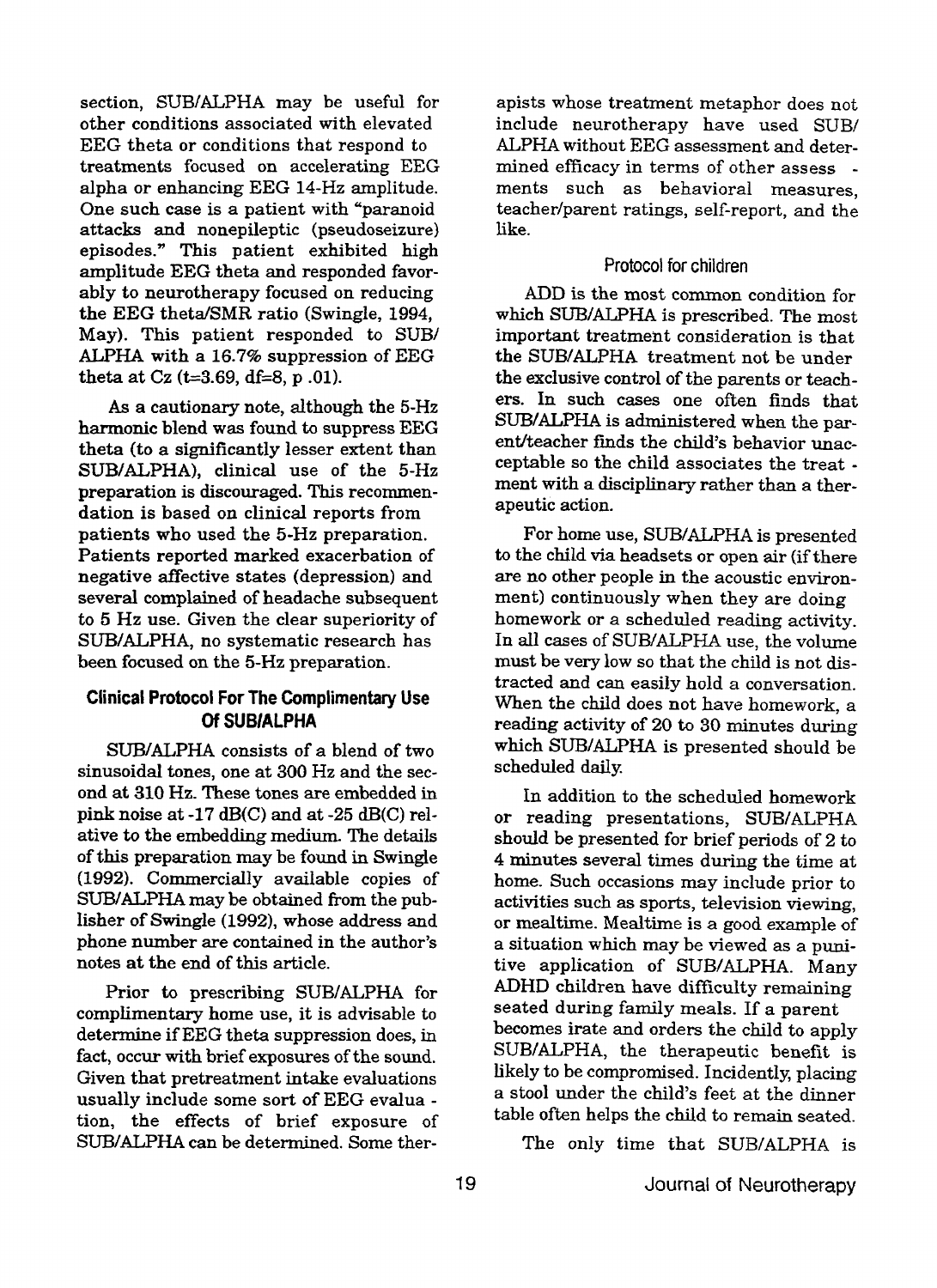section, SUB/ALPHA may be useful for other conditions associated with elevated EEG theta or conditions that respond to treatments focused on accelerating EEG alpha or enhancing EEG 14-Hz amplitude. One such case is a patient with "paranoid attacks and nonepileptic (pseudoseizure) episodes." This patient exhibited high amplitude EEG theta and responded favorably to neurotherapy focused on reducing the EEG theta/SMR ratio (Swingle, 1994, May). This patient responded to SUB/ALPHA with a 16.7% suppression of EEG theta at Cz ($t=3.69$, $df=8$, $p$ .01).

As a cautionary note, although the 5-Hz harmonic blend was found to suppress EEG theta (to a significantly lesser extent than SUB/ALPHA), clinical use of the 5-Hz preparation is discouraged. This recommendation is based on clinical reports from patients who used the 5-Hz preparation. Patients reported marked exacerbation of negative affective states (depression) and several complained of headache subsequent to 5 Hz use. Given the clear superiority of SUB/ALPHA, no systematic research has been focused on the 5-Hz preparation.

## Clinical Protocol For The Complimentary Use Of SUB/ALPHA

SUB/ALPHA consists of a blend of two sinusoidal tones, one at 300 Hz and the second at 310 Hz. These tones are embedded in pink noise at -17 dB(C) and at -25 dB(C) relative to the embedding medium. The details of this preparation may be found in Swingle (1992). Commercially available copies of SUB/ALPHA may be obtained from the publisher of Swingle (1992), whose address and phone number are contained in the author's notes at the end of this article.

Prior to prescribing SUB/ALPHA for complimentary home use, it is advisable to determine if EEG theta suppression does, in fact, occur with brief exposures of the sound. Given that pretreatment intake evaluations usually include some sort of EEG evaluation, the effects of brief exposure of SUB/ALPHA can be determined. Some therapists whose treatment metaphor does not include neurotherapy have used SUB/ALPHA without EEG assessment and determined efficacy in terms of other assessments such as behavioral measures, teacher/parent ratings, self-report, and the like.

### Protocol for children

ADD is the most common condition for which SUB/ALPHA is prescribed. The most important treatment consideration is that the SUB/ALPHA treatment not be under the exclusive control of the parents or teachers. In such cases one often finds that SUB/ALPHA is administered when the parent/teacher finds the child's behavior unacceptable so the child associates the treatment with a disciplinary rather than a therapeutic action.

For home use, SUB/ALPHA is presented to the child via headsets or open air (if there are no other people in the acoustic environment) continuously when they are doing homework or a scheduled reading activity. In all cases of SUB/ALPHA use, the volume must be very low so that the child is not distracted and can easily hold a conversation. When the child does not have homework, a reading activity of 20 to 30 minutes during which SUB/ALPHA is presented should be scheduled daily.

In addition to the scheduled homework or reading presentations, SUB/ALPHA should be presented for brief periods of 2 to 4 minutes several times during the time at home. Such occasions may include prior to activities such as sports, television viewing, or mealtime. Mealtime is a good example of a situation which may be viewed as a punitive application of SUB/ALPHA. Many ADHD children have difficulty remaining seated during family meals. If a parent becomes irate and orders the child to apply SUB/ALPHA, the therapeutic benefit is likely to be compromised. Incidently, placing a stool under the child's feet at the dinner table often helps the child to remain seated.

The only time that SUB/ALPHA is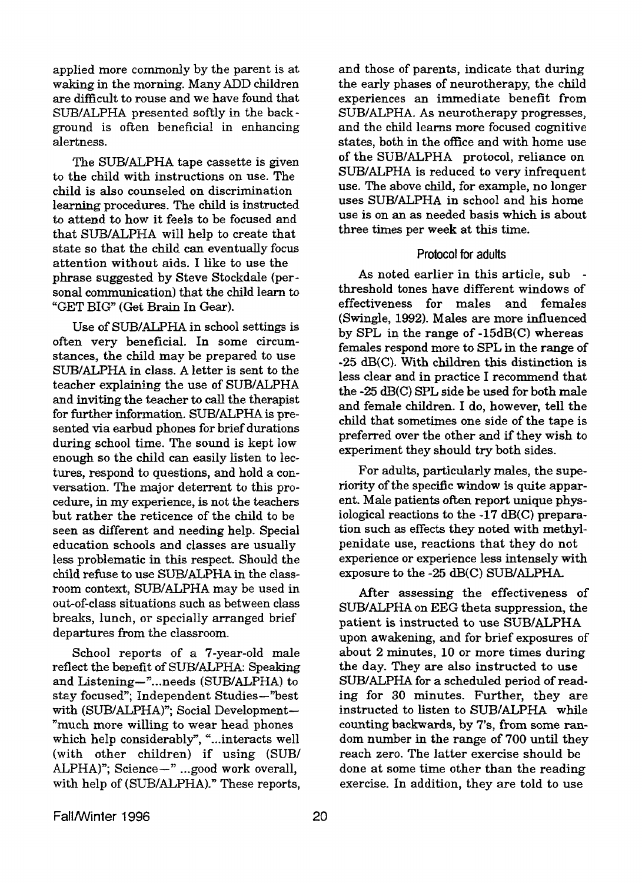applied more commonly by the parent is at waking in the morning. Many ADD children are difficult to rouse and we have found that SUB/ALPHA presented softly in the background is often beneficial in enhancing alertness.

The SUB/ALPHA tape cassette is given to the child with instructions on use. The child is also counseled on discrimination learning procedures. The child is instructed to attend to how it feels to be focused and that SUB/ALPHA will help to create that state so that the child can eventually focus attention without aids. I like to use the phrase suggested by Steve Stockdale (personal communication) that the child learn to "GET BIG" (Get Brain In Gear).

Use of SUB/ALPHA in school settings is often very beneficial. In some circumstances, the child may be prepared to use SUB/ALPHA in class. A letter is sent to the teacher explaining the use of SUB/ALPHA and inviting the teacher to call the therapist for further information. SUB/ALPHA is presented via earbud phones for brief durations during school time. The sound is kept low enough so the child can easily listen to lectures, respond to questions, and hold a conversation. The major deterrent to this procedure, in my experience, is not the teachers but rather the reticence of the child to be seen as different and needing help. Special education schools and classes are usually less problematic in this respect. Should the child refuse to use SUB/ALPHA in the classroom context, SUB/ALPHA may be used in out-of-class situations such as between class breaks, lunch, or specially arranged brief departures from the classroom.

School reports of a 7-year-old male reflect the benefit of SUB/ALPHA: Speaking and Listening—"...needs (SUB/ALPHA) to stay focused"; Independent Studies—"best with (SUB/ALPHA)"; Social Development—"much more willing to wear head phones which help considerably", "...interacts well (with other children) if using (SUB/ALPHA)"; Science—" ...good work overall, with help of (SUB/ALPHA)." These reports, and those of parents, indicate that during the early phases of neurotherapy, the child experiences an immediate benefit from SUB/ALPHA. As neurotherapy progresses, and the child learns more focused cognitive states, both in the office and with home use of the SUB/ALPHA protocol, reliance on SUB/ALPHA is reduced to very infrequent use. The above child, for example, no longer uses SUB/ALPHA in school and his home use is on an as needed basis which is about three times per week at this time.

### Protocol for adults

As noted earlier in this article, sub-threshold tones have different windows of effectiveness for males and females (Swingle, 1992). Males are more influenced by SPL in the range of -15dB(C) whereas females respond more to SPL in the range of -25 dB(C). With children this distinction is less clear and in practice I recommend that the -25 dB(C) SPL side be used for both male and female children. I do, however, tell the child that sometimes one side of the tape is preferred over the other and if they wish to experiment they should try both sides.

For adults, particularly males, the superiority of the specific window is quite apparent. Male patients often report unique physiological reactions to the -17 dB(C) preparation such as effects they noted with methylpenidate use, reactions that they do not experience or experience less intensely with exposure to the -25 dB(C) SUB/ALPHA.

After assessing the effectiveness of SUB/ALPHA on EEG theta suppression, the patient is instructed to use SUB/ALPHA upon awakening, and for brief exposures of about 2 minutes, 10 or more times during the day. They are also instructed to use SUB/ALPHA for a scheduled period of reading for 30 minutes. Further, they are instructed to listen to SUB/ALPHA while counting backwards, by 7's, from some random number in the range of 700 until they reach zero. The latter exercise should be done at some time other than the reading exercise. In addition, they are told to use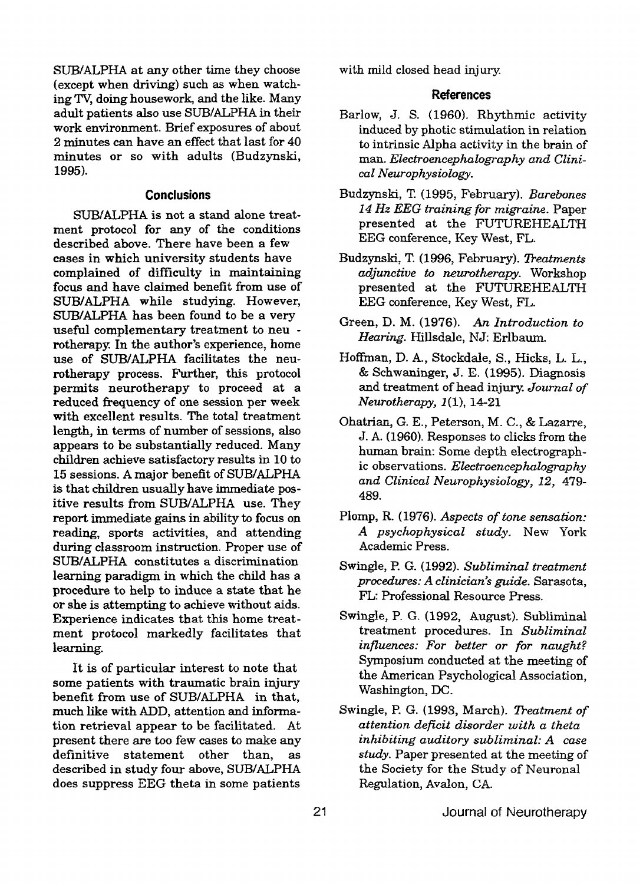SUB/ALPHA at any other time they choose (except when driving) such as when watching TV, doing housework, and the like. Many adult patients also use SUB/ALPHA in their work environment. Brief exposures of about 2 minutes can have an effect that last for 40 minutes or so with adults (Budzynski, 1995).

## Conclusions

SUB/ALPHA is not a stand alone treatment protocol for any of the conditions described above. There have been a few cases in which university students have complained of difficulty in maintaining focus and have claimed benefit from use of SUB/ALPHA while studying. However, SUB/ALPHA has been found to be a very useful complementary treatment to neurotherapy. In the author's experience, home use of SUB/ALPHA facilitates the neurotherapy process. Further, this protocol permits neurotherapy to proceed at a reduced frequency of one session per week with excellent results. The total treatment length, in terms of number of sessions, also appears to be substantially reduced. Many children achieve satisfactory results in 10 to 15 sessions. A major benefit of SUB/ALPHA is that children usually have immediate positive results from SUB/ALPHA use. They report immediate gains in ability to focus on reading, sports activities, and attending during classroom instruction. Proper use of SUB/ALPHA constitutes a discrimination learning paradigm in which the child has a procedure to help to induce a state that he or she is attempting to achieve without aids. Experience indicates that this home treatment protocol markedly facilitates that learning.

It is of particular interest to note that some patients with traumatic brain injury benefit from use of SUB/ALPHA in that, much like with ADD, attention and information retrieval appear to be facilitated. At present there are too few cases to make any definitive statement other than, as described in study four above, SUB/ALPHA does suppress EEG theta in some patients with mild closed head injury.

## References

Barlow, J. S. (1960). Rhythmic activity induced by photic stimulation in relation to intrinsic Alpha activity in the brain of man. *Electroencephalography and Clinical Neurophysiology.*

Budzynski, T. (1995, February). *Barebones 14 Hz EEG training for migraine.* Paper presented at the FUTUREHEALTH EEG conference, Key West, FL.

Budzynski, T. (1996, February). *Treatments adjunctive to neurotherapy.* Workshop presented at the FUTUREHEALTH EEG conference, Key West, FL.

Green, D. M. (1976). *An Introduction to Hearing.* Hillsdale, NJ: Erlbaum.

Hoffman, D. A., Stockdale, S., Hicks, L. L., & Schwaninger, J. E. (1995). Diagnosis and treatment of head injury. *Journal of Neurotherapy, 1*(1), 14-21

Ohatrian, G. E., Peterson, M. C., & Lazarre, J. A. (1960). Responses to clicks from the human brain: Some depth electrographic observations. *Electroencephalography and Clinical Neurophysiology, 12,* 479-489.

Plomp, R. (1976). *Aspects of tone sensation: A psychophysical study.* New York Academic Press.

Swingle, P. G. (1992). *Subliminal treatment procedures: A clinician's guide.* Sarasota, FL: Professional Resource Press.

Swingle, P. G. (1992, August). Subliminal treatment procedures. In *Subliminal influences: For better or for naught?* Symposium conducted at the meeting of the American Psychological Association, Washington, DC.

Swingle, P. G. (1993, March). *Treatment of attention deficit disorder with a theta inhibiting auditory subliminal: A case study.* Paper presented at the meeting of the Society for the Study of Neuronal Regulation, Avalon, CA.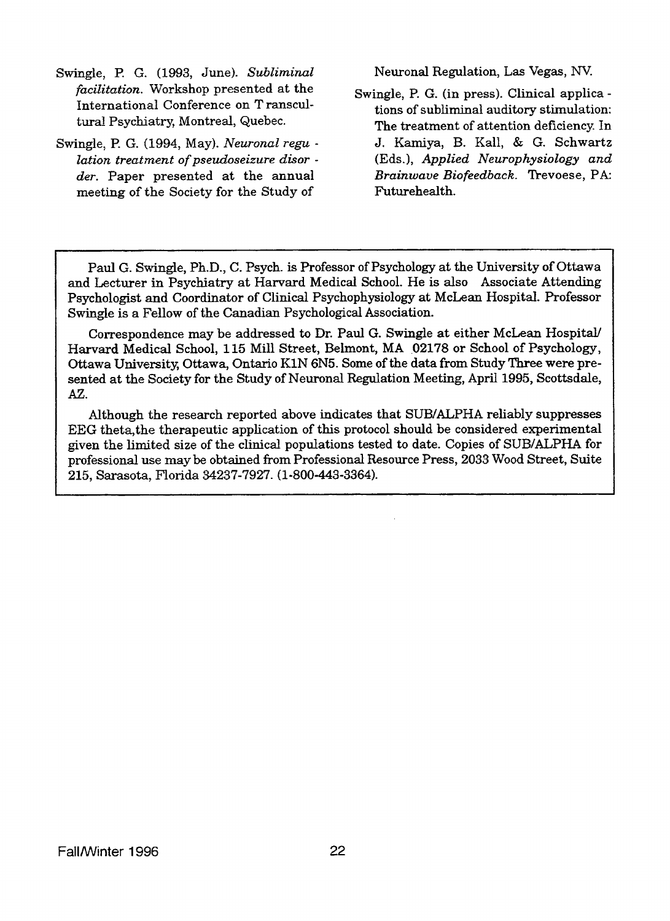Swingle, P. G. (1993, June). *Subliminal facilitation.* Workshop presented at the International Conference on T ranscultural Psychiatry, Montreal, Quebec.

Swingle, P. G. (1994, May). *Neuronal regu - lation treatment of pseudoseizure disor - der.* Paper presented at the annual meeting of the Society for the Study of Neuronal Regulation, Las Vegas, NV.

Swingle, P. G. (in press). Clinical applica - tions of subliminal auditory stimulation: The treatment of attention deficiency. In J. Kamiya, B. Kall, & G. Schwartz (Eds.), *Applied Neurophysiology and Brainwave Biofeedback.* Trevoese, PA: Futurehealth.

---

Paul G. Swingle, Ph.D., C. Psych. is Professor of Psychology at the University of Ottawa and Lecturer in Psychiatry at Harvard Medical School. He is also Associate Attending Psychologist and Coordinator of Clinical Psychophysiology at McLean Hospital. Professor Swingle is a Fellow of the Canadian Psychological Association.

Correspondence may be addressed to Dr. Paul G. Swingle at either McLean Hospital/ Harvard Medical School, 115 Mill Street, Belmont, MA 02178 or School of Psychology, Ottawa University, Ottawa, Ontario K1N 6N5. Some of the data from Study Three were presented at the Society for the Study of Neuronal Regulation Meeting, April 1995, Scottsdale, AZ.

Although the research reported above indicates that SUB/ALPHA reliably suppresses EEG theta,the therapeutic application of this protocol should be considered experimental given the limited size of the clinical populations tested to date. Copies of SUB/ALPHA for professional use may be obtained from Professional Resource Press, 2033 Wood Street, Suite 215, Sarasota, Florida 34237-7927. (1-800-443-3364).